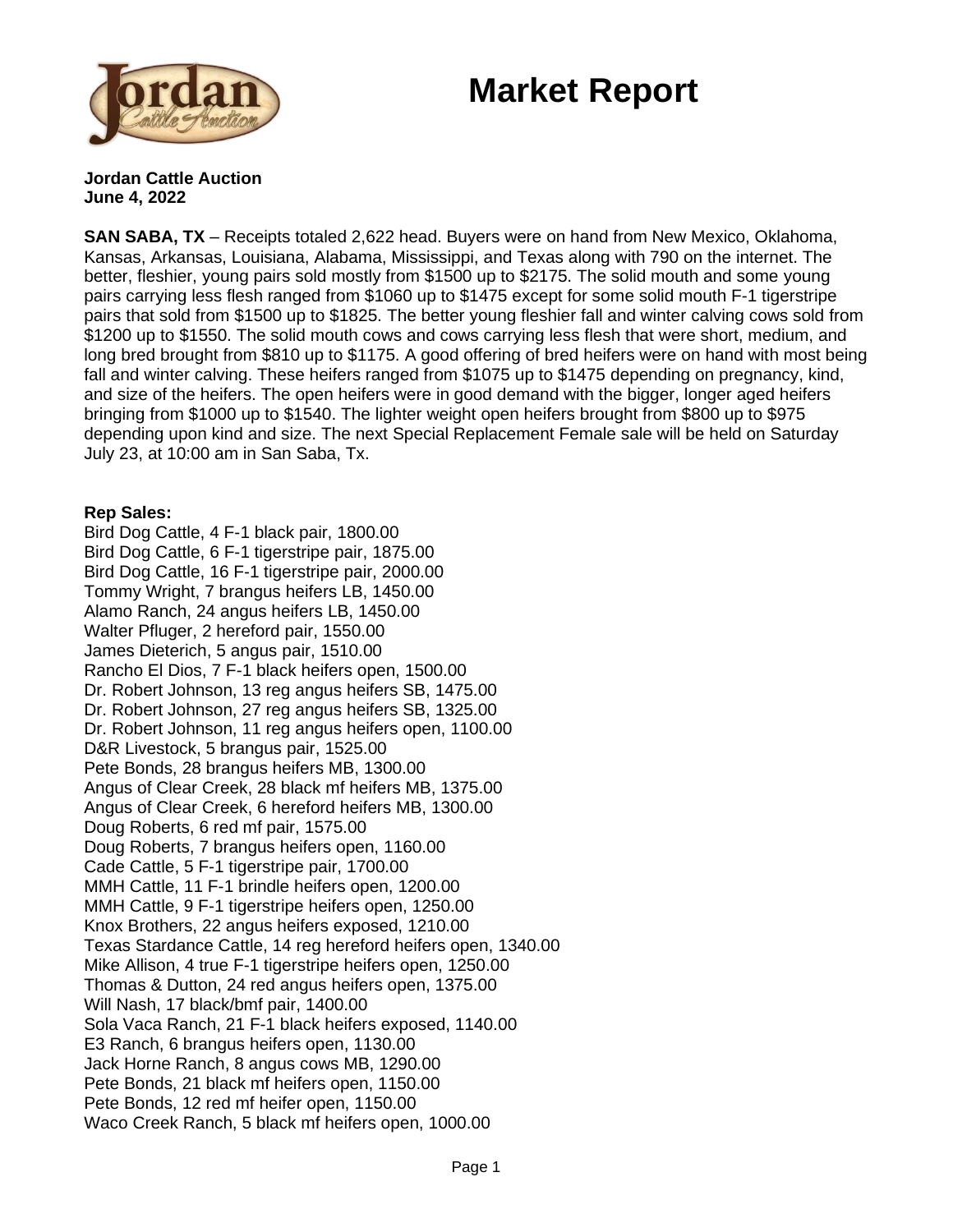# Market Report

**Jordan Cattle Auction**
**June 4, 2022**

**SAN SABA, TX** – Receipts totaled 2,622 head. Buyers were on hand from New Mexico, Oklahoma, Kansas, Arkansas, Louisiana, Alabama, Mississippi, and Texas along with 790 on the internet. The better, fleshier, young pairs sold mostly from $1500 up to $2175. The solid mouth and some young pairs carrying less flesh ranged from $1060 up to $1475 except for some solid mouth F-1 tigerstripe pairs that sold from $1500 up to $1825. The better young fleshier fall and winter calving cows sold from $1200 up to $1550. The solid mouth cows and cows carrying less flesh that were short, medium, and long bred brought from $810 up to $1175. A good offering of bred heifers were on hand with most being fall and winter calving. These heifers ranged from $1075 up to $1475 depending on pregnancy, kind, and size of the heifers. The open heifers were in good demand with the bigger, longer aged heifers bringing from $1000 up to $1540. The lighter weight open heifers brought from $800 up to $975 depending upon kind and size. The next Special Replacement Female sale will be held on Saturday July 23, at 10:00 am in San Saba, Tx.

**Rep Sales:**

Bird Dog Cattle, 4 F-1 black pair, 1800.00
Bird Dog Cattle, 6 F-1 tigerstripe pair, 1875.00
Bird Dog Cattle, 16 F-1 tigerstripe pair, 2000.00
Tommy Wright, 7 brangus heifers LB, 1450.00
Alamo Ranch, 24 angus heifers LB, 1450.00
Walter Pfluger, 2 hereford pair, 1550.00
James Dieterich, 5 angus pair, 1510.00
Rancho El Dios, 7 F-1 black heifers open, 1500.00
Dr. Robert Johnson, 13 reg angus heifers SB, 1475.00
Dr. Robert Johnson, 27 reg angus heifers SB, 1325.00
Dr. Robert Johnson, 11 reg angus heifers open, 1100.00
D&R Livestock, 5 brangus pair, 1525.00
Pete Bonds, 28 brangus heifers MB, 1300.00
Angus of Clear Creek, 28 black mf heifers MB, 1375.00
Angus of Clear Creek, 6 hereford heifers MB, 1300.00
Doug Roberts, 6 red mf pair, 1575.00
Doug Roberts, 7 brangus heifers open, 1160.00
Cade Cattle, 5 F-1 tigerstripe pair, 1700.00
MMH Cattle, 11 F-1 brindle heifers open, 1200.00
MMH Cattle, 9 F-1 tigerstripe heifers open, 1250.00
Knox Brothers, 22 angus heifers exposed, 1210.00
Texas Stardance Cattle, 14 reg hereford heifers open, 1340.00
Mike Allison, 4 true F-1 tigerstripe heifers open, 1250.00
Thomas & Dutton, 24 red angus heifers open, 1375.00
Will Nash, 17 black/bmf pair, 1400.00
Sola Vaca Ranch, 21 F-1 black heifers exposed, 1140.00
E3 Ranch, 6 brangus heifers open, 1130.00
Jack Horne Ranch, 8 angus cows MB, 1290.00
Pete Bonds, 21 black mf heifers open, 1150.00
Pete Bonds, 12 red mf heifer open, 1150.00
Waco Creek Ranch, 5 black mf heifers open, 1000.00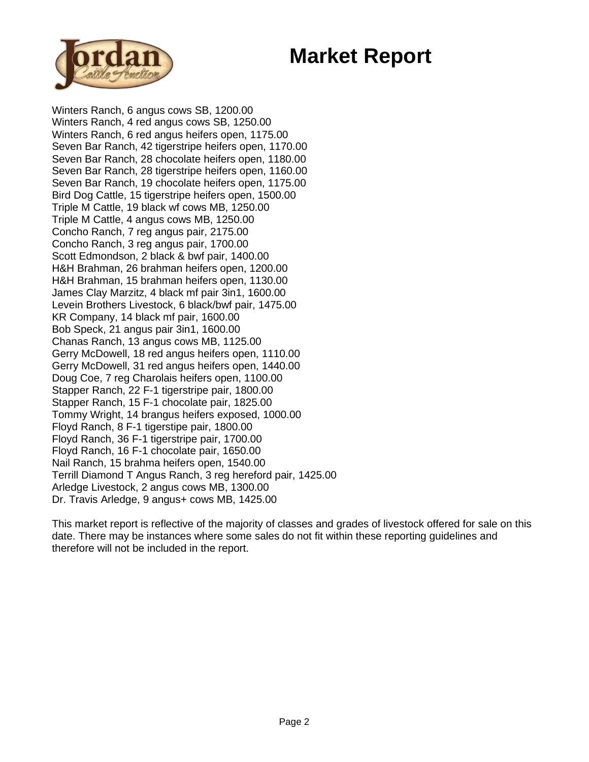# Market Report

Winters Ranch, 6 angus cows SB, 1200.00
Winters Ranch, 4 red angus cows SB, 1250.00
Winters Ranch, 6 red angus heifers open, 1175.00
Seven Bar Ranch, 42 tigerstripe heifers open, 1170.00
Seven Bar Ranch, 28 chocolate heifers open, 1180.00
Seven Bar Ranch, 28 tigerstripe heifers open, 1160.00
Seven Bar Ranch, 19 chocolate heifers open, 1175.00
Bird Dog Cattle, 15 tigerstripe heifers open, 1500.00
Triple M Cattle, 19 black wf cows MB, 1250.00
Triple M Cattle, 4 angus cows MB, 1250.00
Concho Ranch, 7 reg angus pair, 2175.00
Concho Ranch, 3 reg angus pair, 1700.00
Scott Edmondson, 2 black & bwf pair, 1400.00
H&H Brahman, 26 brahman heifers open, 1200.00
H&H Brahman, 15 brahman heifers open, 1130.00
James Clay Marzitz, 4 black mf pair 3in1, 1600.00
Levein Brothers Livestock, 6 black/bwf pair, 1475.00
KR Company, 14 black mf pair, 1600.00
Bob Speck, 21 angus pair 3in1, 1600.00
Chanas Ranch, 13 angus cows MB, 1125.00
Gerry McDowell, 18 red angus heifers open, 1110.00
Gerry McDowell, 31 red angus heifers open, 1440.00
Doug Coe, 7 reg Charolais heifers open, 1100.00
Stapper Ranch, 22 F-1 tigerstripe pair, 1800.00
Stapper Ranch, 15 F-1 chocolate pair, 1825.00
Tommy Wright, 14 brangus heifers exposed, 1000.00
Floyd Ranch, 8 F-1 tigerstipe pair, 1800.00
Floyd Ranch, 36 F-1 tigerstripe pair, 1700.00
Floyd Ranch, 16 F-1 chocolate pair, 1650.00
Nail Ranch, 15 brahma heifers open, 1540.00
Terrill Diamond T Angus Ranch, 3 reg hereford pair, 1425.00
Arledge Livestock, 2 angus cows MB, 1300.00
Dr. Travis Arledge, 9 angus+ cows MB, 1425.00

This market report is reflective of the majority of classes and grades of livestock offered for sale on this date. There may be instances where some sales do not fit within these reporting guidelines and therefore will not be included in the report.